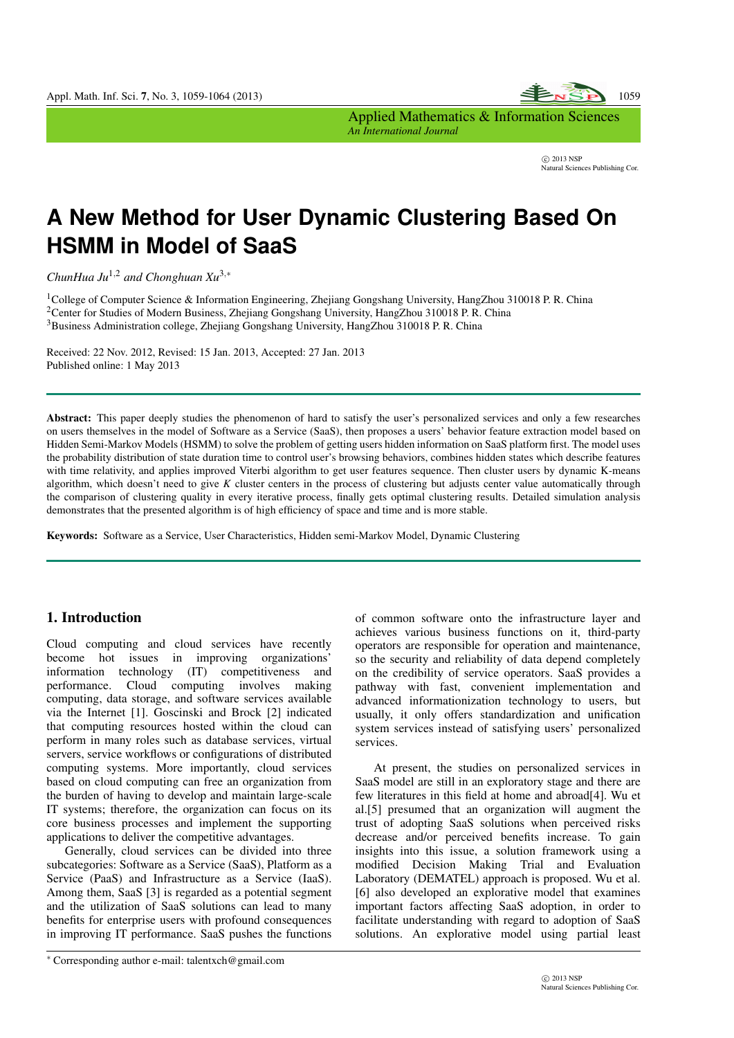# A New Method for User Dynamic Clustering Based On HSMM in Model of SaaS

*ChunHua Ju*[1,2] *and Chonghuan Xu*[3,*]

[1]College of Computer Science & Information Engineering, Zhejiang Gongshang University, HangZhou 310018 P. R. China
[2]Center for Studies of Modern Business, Zhejiang Gongshang University, HangZhou 310018 P. R. China
[3]Business Administration college, Zhejiang Gongshang University, HangZhou 310018 P. R. China

Received: 22 Nov. 2012, Revised: 15 Jan. 2013, Accepted: 27 Jan. 2013
Published online: 1 May 2013

**Abstract:** This paper deeply studies the phenomenon of hard to satisfy the user's personalized services and only a few researches on users themselves in the model of Software as a Service (SaaS), then proposes a users' behavior feature extraction model based on Hidden Semi-Markov Models (HSMM) to solve the problem of getting users hidden information on SaaS platform first. The model uses the probability distribution of state duration time to control user's browsing behaviors, combines hidden states which describe features with time relativity, and applies improved Viterbi algorithm to get user features sequence. Then cluster users by dynamic K-means algorithm, which doesn't need to give $K$ cluster centers in the process of clustering but adjusts center value automatically through the comparison of clustering quality in every iterative process, finally gets optimal clustering results. Detailed simulation analysis demonstrates that the presented algorithm is of high efficiency of space and time and is more stable.

**Keywords:** Software as a Service, User Characteristics, Hidden semi-Markov Model, Dynamic Clustering

## 1. Introduction

Cloud computing and cloud services have recently become hot issues in improving organizations' information technology (IT) competitiveness and performance. Cloud computing involves making computing, data storage, and software services available via the Internet [1]. Goscinski and Brock [2] indicated that computing resources hosted within the cloud can perform in many roles such as database services, virtual servers, service workflows or configurations of distributed computing systems. More importantly, cloud services based on cloud computing can free an organization from the burden of having to develop and maintain large-scale IT systems; therefore, the organization can focus on its core business processes and implement the supporting applications to deliver the competitive advantages.

Generally, cloud services can be divided into three subcategories: Software as a Service (SaaS), Platform as a Service (PaaS) and Infrastructure as a Service (IaaS). Among them, SaaS [3] is regarded as a potential segment and the utilization of SaaS solutions can lead to many benefits for enterprise users with profound consequences in improving IT performance. SaaS pushes the functions of common software onto the infrastructure layer and achieves various business functions on it, third-party operators are responsible for operation and maintenance, so the security and reliability of data depend completely on the credibility of service operators. SaaS provides a pathway with fast, convenient implementation and advanced informationization technology to users, but usually, it only offers standardization and unification system services instead of satisfying users' personalized services.

At present, the studies on personalized services in SaaS model are still in an exploratory stage and there are few literatures in this field at home and abroad[4]. Wu et al.[5] presumed that an organization will augment the trust of adopting SaaS solutions when perceived risks decrease and/or perceived benefits increase. To gain insights into this issue, a solution framework using a modified Decision Making Trial and Evaluation Laboratory (DEMATEL) approach is proposed. Wu et al. [6] also developed an explorative model that examines important factors affecting SaaS adoption, in order to facilitate understanding with regard to adoption of SaaS solutions. An explorative model using partial least

* Corresponding author e-mail: talentxch@gmail.com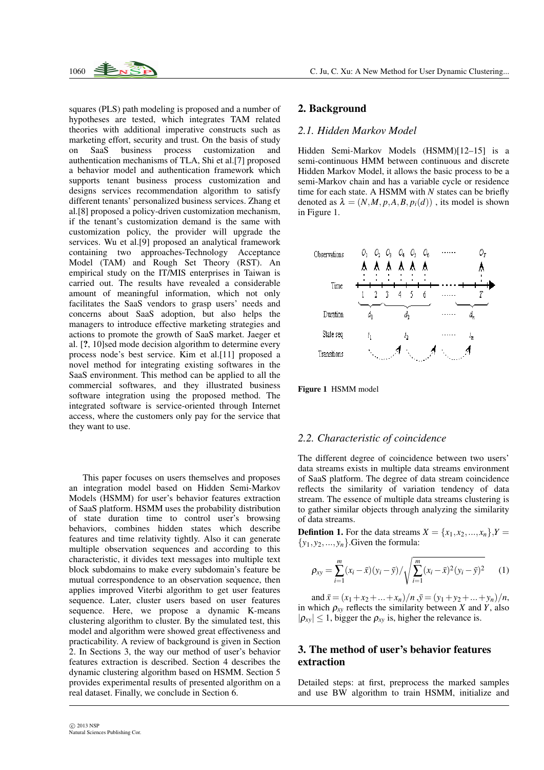squares (PLS) path modeling is proposed and a number of hypotheses are tested, which integrates TAM related theories with additional imperative constructs such as marketing effort, security and trust. On the basis of study on SaaS business process customization and authentication mechanisms of TLA, Shi et al.[7] proposed a behavior model and authentication framework which supports tenant business process customization and designs services recommendation algorithm to satisfy different tenants' personalized business services. Zhang et al.[8] proposed a policy-driven customization mechanism, if the tenant's customization demand is the same with customization policy, the provider will upgrade the services. Wu et al.[9] proposed an analytical framework containing two approaches-Technology Acceptance Model (TAM) and Rough Set Theory (RST). An empirical study on the IT/MIS enterprises in Taiwan is carried out. The results have revealed a considerable amount of meaningful information, which not only facilitates the SaaS vendors to grasp users' needs and concerns about SaaS adoption, but also helps the managers to introduce effective marketing strategies and actions to promote the growth of SaaS market. Jaeger et al. [**?**, 10]sed mode decision algorithm to determine every process node's best service. Kim et al.[11] proposed a novel method for integrating existing softwares in the SaaS environment. This method can be applied to all the commercial softwares, and they illustrated business software integration using the proposed method. The integrated software is service-oriented through Internet access, where the customers only pay for the service that they want to use.

This paper focuses on users themselves and proposes an integration model based on Hidden Semi-Markov Models (HSMM) for user's behavior features extraction of SaaS platform. HSMM uses the probability distribution of state duration time to control user's browsing behaviors, combines hidden states which describe features and time relativity tightly. Also it can generate multiple observation sequences and according to this characteristic, it divides text messages into multiple text block subdomains to make every subdomain's feature be mutual correspondence to an observation sequence, then applies improved Viterbi algorithm to get user features sequence. Later, cluster users based on user features sequence. Here, we propose a dynamic K-means clustering algorithm to cluster. By the simulated test, this model and algorithm were showed great effectiveness and practicability. A review of background is given in Section 2. In Sections 3, the way our method of user's behavior features extraction is described. Section 4 describes the dynamic clustering algorithm based on HSMM. Section 5 provides experimental results of presented algorithm on a real dataset. Finally, we conclude in Section 6.

## 2. Background

### *2.1. Hidden Markov Model*

Hidden Semi-Markov Models (HSMM)[12–15] is a semi-continuous HMM between continuous and discrete Hidden Markov Model, it allows the basic process to be a semi-Markov chain and has a variable cycle or residence time for each state. A HSMM with $N$ states can be briefly denoted as $\lambda = (N, M, p, A, B, p_i(d))$ , its model is shown in Figure 1.

**Figure 1** HSMM model

### *2.2. Characteristic of coincidence*

The different degree of coincidence between two users' data streams exists in multiple data streams environment of SaaS platform. The degree of data stream coincidence reflects the similarity of variation tendency of data stream. The essence of multiple data streams clustering is to gather similar objects through analyzing the similarity of data streams.

**Defintion 1.** For the data streams $X = \{x_1, x_2, ..., x_n\}, Y = \{y_1, y_2, ..., y_n\}$.Given the formula:

$$\rho_{xy} = \sum_{i=1}^{m}(x_i - \bar{x})(y_i - \bar{y}) \Big/ \sqrt{\sum_{i=1}^{m}(x_i - \bar{x})^2 (y_i - \bar{y})^2} \qquad (1)$$

and $\bar{x} = (x_1 + x_2 + ... + x_n)/n, \bar{y} = (y_1 + y_2 + ... + y_n)/n$, in which $\rho_{xy}$ reflects the similarity between $X$ and $Y$, also $|\rho_{xy}| \leq 1$, bigger the $\rho_{xy}$ is, higher the relevance is.

## 3. The method of user's behavior features extraction

Detailed steps: at first, preprocess the marked samples and use BW algorithm to train HSMM, initialize and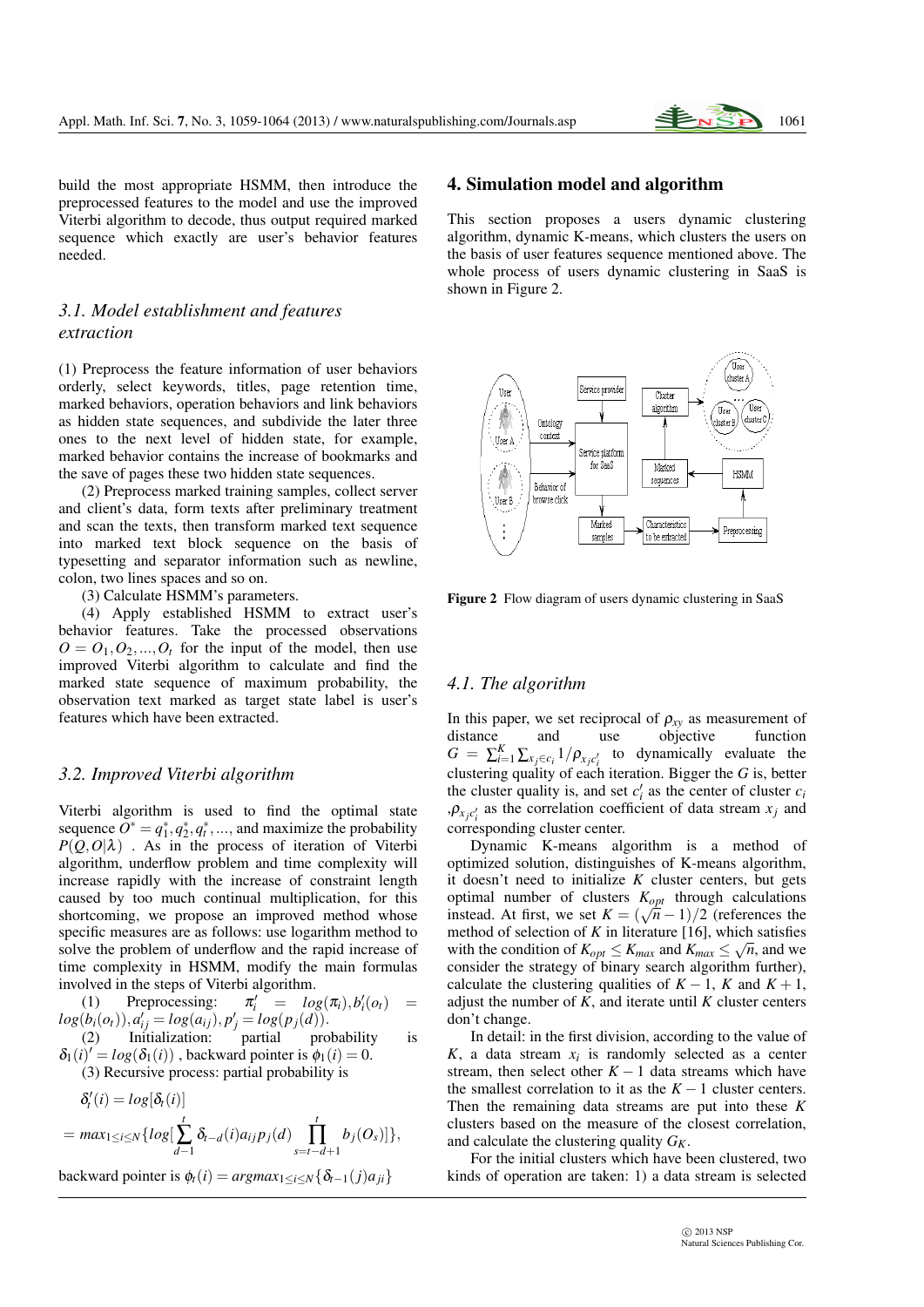build the most appropriate HSMM, then introduce the preprocessed features to the model and use the improved Viterbi algorithm to decode, thus output required marked sequence which exactly are user's behavior features needed.

### 3.1. Model establishment and features extraction

(1) Preprocess the feature information of user behaviors orderly, select keywords, titles, page retention time, marked behaviors, operation behaviors and link behaviors as hidden state sequences, and subdivide the later three ones to the next level of hidden state, for example, marked behavior contains the increase of bookmarks and the save of pages these two hidden state sequences.

(2) Preprocess marked training samples, collect server and client's data, form texts after preliminary treatment and scan the texts, then transform marked text sequence into marked text block sequence on the basis of typesetting and separator information such as newline, colon, two lines spaces and so on.

(3) Calculate HSMM's parameters.

(4) Apply established HSMM to extract user's behavior features. Take the processed observations $O = O_1, O_2, ..., O_t$ for the input of the model, then use improved Viterbi algorithm to calculate and find the marked state sequence of maximum probability, the observation text marked as target state label is user's features which have been extracted.

### 3.2. Improved Viterbi algorithm

Viterbi algorithm is used to find the optimal state sequence $O^* = q_1^*, q_2^*, q_t^*, ...,$ and maximize the probability $P(Q, O|\lambda)$ . As in the process of iteration of Viterbi algorithm, underflow problem and time complexity will increase rapidly with the increase of constraint length caused by too much continual multiplication, for this shortcoming, we propose an improved method whose specific measures are as follows: use logarithm method to solve the problem of underflow and the rapid increase of time complexity in HSMM, modify the main formulas involved in the steps of Viterbi algorithm.

(1) Preprocessing: $\pi_i' = log(\pi_i), b_i'(o_t) = log(b_i(o_t)), a_{ij}' = log(a_{ij}), p_j' = log(p_j(d))$.

(2) Initialization: partial probability is $\delta_1(i)' = log(\delta_1(i))$ , backward pointer is $\phi_1(i) = 0$.

(3) Recursive process: partial probability is

$$\delta_t'(i) = log[\delta_t(i)]$$

$$= max_{1 \leq i \leq N}\{log[\sum_{d-1}^{t} \delta_{t-d}(i) a_{ij} p_j(d) \prod_{s=t-d+1}^{t} b_j(O_s)]\},$$

backward pointer is $\phi_t(i) = argmax_{1 \leq i \leq N}\{\delta_{t-1}(j) a_{ji}\}$

## 4. Simulation model and algorithm

This section proposes a users dynamic clustering algorithm, dynamic K-means, which clusters the users on the basis of user features sequence mentioned above. The whole process of users dynamic clustering in SaaS is shown in Figure 2.

**Figure 2** Flow diagram of users dynamic clustering in SaaS

### 4.1. The algorithm

In this paper, we set reciprocal of $\rho_{xy}$ as measurement of distance and use objective function $G = \sum_{i=1}^{K} \sum_{x_j \in c_i} 1/\rho_{x_j c_i'}$ to dynamically evaluate the clustering quality of each iteration. Bigger the $G$ is, better the cluster quality is, and set $c_i'$ as the center of cluster $c_i$ ,$\rho_{x_j c_i'}$ as the correlation coefficient of data stream $x_j$ and corresponding cluster center.

Dynamic K-means algorithm is a method of optimized solution, distinguishes of K-means algorithm, it doesn't need to initialize $K$ cluster centers, but gets optimal number of clusters $K_{opt}$ through calculations instead. At first, we set $K = (\sqrt{n} - 1)/2$ (references the method of selection of $K$ in literature [16], which satisfies with the condition of $K_{opt} \leq K_{max}$ and $K_{max} \leq \sqrt{n}$, and we consider the strategy of binary search algorithm further), calculate the clustering qualities of $K-1$, $K$ and $K+1$, adjust the number of $K$, and iterate until $K$ cluster centers don't change.

In detail: in the first division, according to the value of $K$, a data stream $x_i$ is randomly selected as a center stream, then select other $K-1$ data streams which have the smallest correlation to it as the $K-1$ cluster centers. Then the remaining data streams are put into these $K$ clusters based on the measure of the closest correlation, and calculate the clustering quality $G_K$.

For the initial clusters which have been clustered, two kinds of operation are taken: 1) a data stream is selected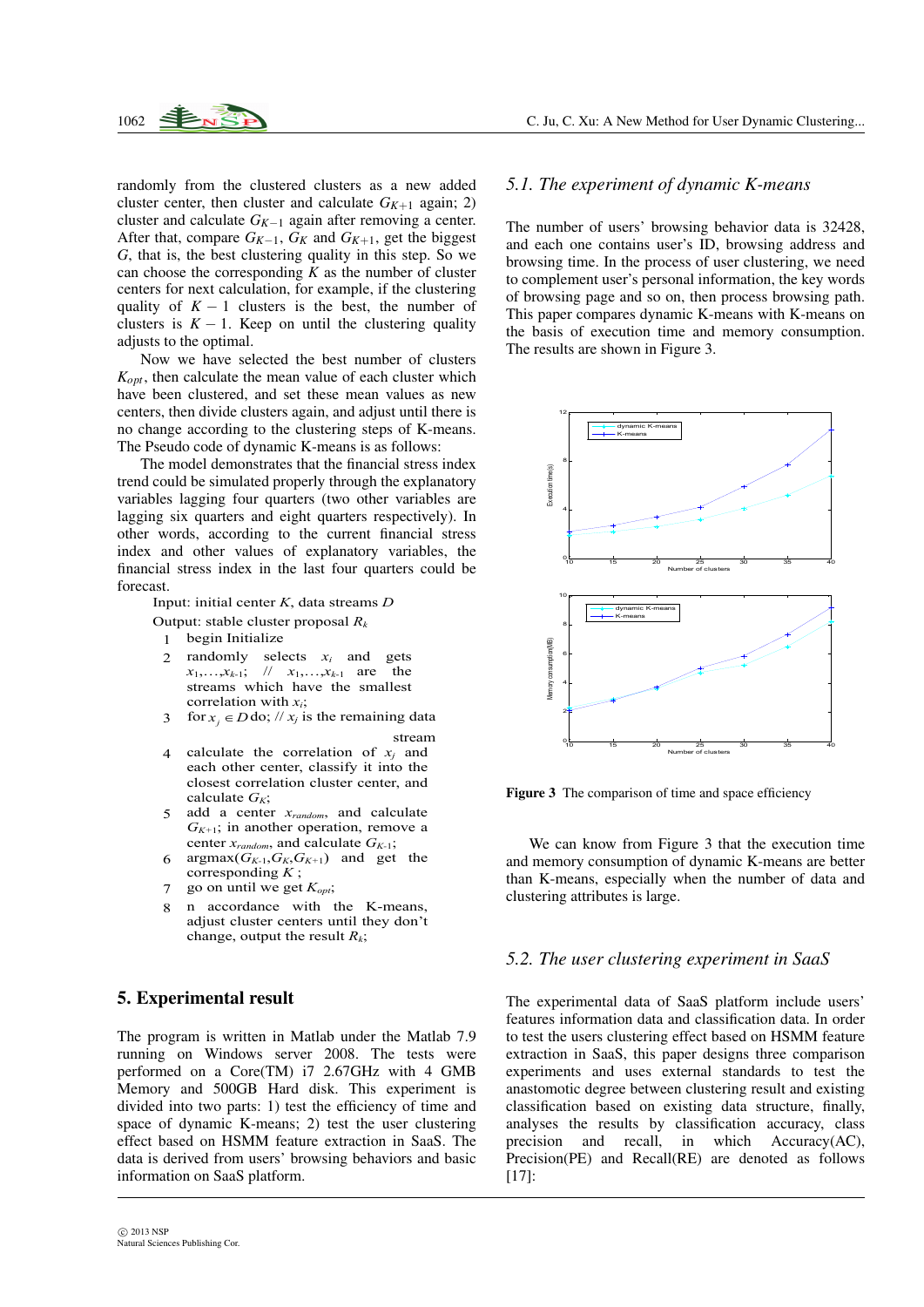randomly from the clustered clusters as a new added cluster center, then cluster and calculate $G_{K+1}$ again; 2) cluster and calculate $G_{K-1}$ again after removing a center. After that, compare $G_{K-1}$, $G_K$ and $G_{K+1}$, get the biggest $G$, that is, the best clustering quality in this step. So we can choose the corresponding $K$ as the number of cluster centers for next calculation, for example, if the clustering quality of $K-1$ clusters is the best, the number of clusters is $K-1$. Keep on until the clustering quality adjusts to the optimal.

Now we have selected the best number of clusters $K_{opt}$, then calculate the mean value of each cluster which have been clustered, and set these mean values as new centers, then divide clusters again, and adjust until there is no change according to the clustering steps of K-means. The Pseudo code of dynamic K-means is as follows:

The model demonstrates that the financial stress index trend could be simulated properly through the explanatory variables lagging four quarters (two other variables are lagging six quarters and eight quarters respectively). In other words, according to the current financial stress index and other values of explanatory variables, the financial stress index in the last four quarters could be forecast.

Input: initial center $K$, data streams $D$

Output: stable cluster proposal $R_k$

1. begin Initialize
2. randomly selects $x_i$ and gets $x_1,\ldots,x_{k-1}$; // $x_1,\ldots,x_{k-1}$ are the streams which have the smallest correlation with $x_i$;
3. for $x_j \in D$ do; // $x_j$ is the remaining data stream
4. calculate the correlation of $x_j$ and each other center, classify it into the closest correlation cluster center, and calculate $G_K$;
5. add a center $x_{random}$, and calculate $G_{K+1}$; in another operation, remove a center $x_{random}$, and calculate $G_{K-1}$;
6. argmax($G_{K-1}$,$G_K$,$G_{K+1}$) and get the corresponding $K$ ;
7. go on until we get $K_{opt}$;
8. n accordance with the K-means, adjust cluster centers until they don't change, output the result $R_k$;

## 5. Experimental result

The program is written in Matlab under the Matlab 7.9 running on Windows server 2008. The tests were performed on a Core(TM) i7 2.67GHz with 4 GMB Memory and 500GB Hard disk. This experiment is divided into two parts: 1) test the efficiency of time and space of dynamic K-means; 2) test the user clustering effect based on HSMM feature extraction in SaaS. The data is derived from users' browsing behaviors and basic information on SaaS platform.

### *5.1. The experiment of dynamic K-means*

The number of users' browsing behavior data is 32428, and each one contains user's ID, browsing address and browsing time. In the process of user clustering, we need to complement user's personal information, the key words of browsing page and so on, then process browsing path. This paper compares dynamic K-means with K-means on the basis of execution time and memory consumption. The results are shown in Figure 3.

**Figure 3** The comparison of time and space efficiency

We can know from Figure 3 that the execution time and memory consumption of dynamic K-means are better than K-means, especially when the number of data and clustering attributes is large.

### *5.2. The user clustering experiment in SaaS*

The experimental data of SaaS platform include users' features information data and classification data. In order to test the users clustering effect based on HSMM feature extraction in SaaS, this paper designs three comparison experiments and uses external standards to test the anastomotic degree between clustering result and existing classification based on existing data structure, finally, analyses the results by classification accuracy, class precision and recall, in which Accuracy(AC), Precision(PE) and Recall(RE) are denoted as follows [17]: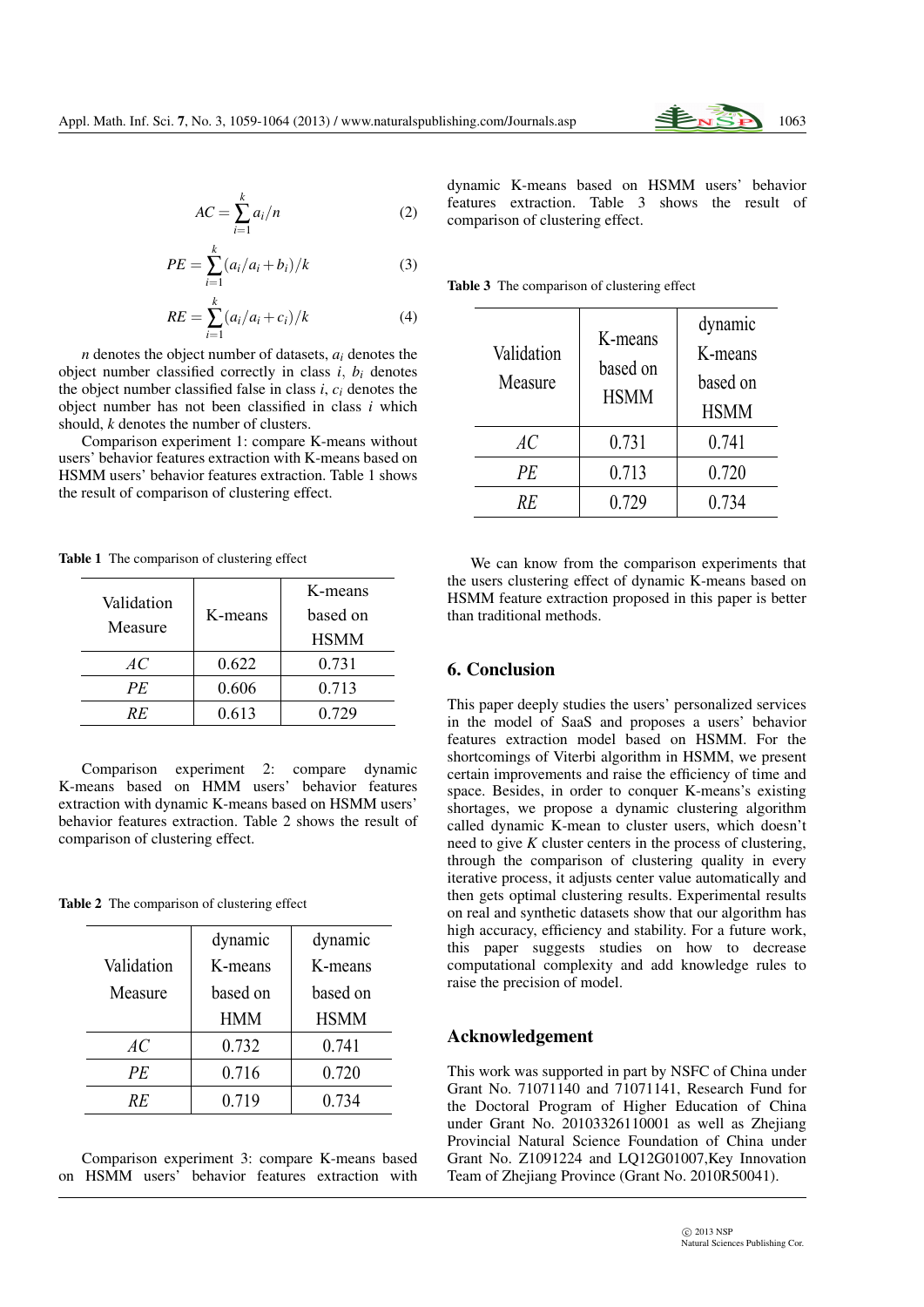$$AC = \sum_{i=1}^{k} a_i / n \tag{2}$$

$$PE = \sum_{i=1}^{k} (a_i / a_i + b_i) / k \tag{3}$$

$$RE = \sum_{i=1}^{k} (a_i / a_i + c_i) / k \tag{4}$$

$n$ denotes the object number of datasets, $a_i$ denotes the object number classified correctly in class $i$, $b_i$ denotes the object number classified false in class $i$, $c_i$ denotes the object number has not been classified in class $i$ which should, $k$ denotes the number of clusters.

Comparison experiment 1: compare K-means without users' behavior features extraction with K-means based on HSMM users' behavior features extraction. Table 1 shows the result of comparison of clustering effect.

**Table 1** The comparison of clustering effect

| Validation Measure | K-means | K-means based on HSMM |
|---|---|---|
| $AC$ | 0.622 | 0.731 |
| $PE$ | 0.606 | 0.713 |
| $RE$ | 0.613 | 0.729 |

Comparison experiment 2: compare dynamic K-means based on HMM users' behavior features extraction with dynamic K-means based on HSMM users' behavior features extraction. Table 2 shows the result of comparison of clustering effect.

**Table 2** The comparison of clustering effect

| Validation Measure | dynamic K-means based on HMM | dynamic K-means based on HSMM |
|---|---|---|
| $AC$ | 0.732 | 0.741 |
| $PE$ | 0.716 | 0.720 |
| $RE$ | 0.719 | 0.734 |

Comparison experiment 3: compare K-means based on HSMM users' behavior features extraction with dynamic K-means based on HSMM users' behavior features extraction. Table 3 shows the result of comparison of clustering effect.

**Table 3** The comparison of clustering effect

| Validation Measure | K-means based on HSMM | dynamic K-means based on HSMM |
|---|---|---|
| $AC$ | 0.731 | 0.741 |
| $PE$ | 0.713 | 0.720 |
| $RE$ | 0.729 | 0.734 |

We can know from the comparison experiments that the users clustering effect of dynamic K-means based on HSMM feature extraction proposed in this paper is better than traditional methods.

## 6. Conclusion

This paper deeply studies the users' personalized services in the model of SaaS and proposes a users' behavior features extraction model based on HSMM. For the shortcomings of Viterbi algorithm in HSMM, we present certain improvements and raise the efficiency of time and space. Besides, in order to conquer K-means's existing shortages, we propose a dynamic clustering algorithm called dynamic K-mean to cluster users, which doesn't need to give $K$ cluster centers in the process of clustering, through the comparison of clustering quality in every iterative process, it adjusts center value automatically and then gets optimal clustering results. Experimental results on real and synthetic datasets show that our algorithm has high accuracy, efficiency and stability. For a future work, this paper suggests studies on how to decrease computational complexity and add knowledge rules to raise the precision of model.

## Acknowledgement

This work was supported in part by NSFC of China under Grant No. 71071140 and 71071141, Research Fund for the Doctoral Program of Higher Education of China under Grant No. 20103326110001 as well as Zhejiang Provincial Natural Science Foundation of China under Grant No. Z1091224 and LQ12G01007,Key Innovation Team of Zhejiang Province (Grant No. 2010R50041).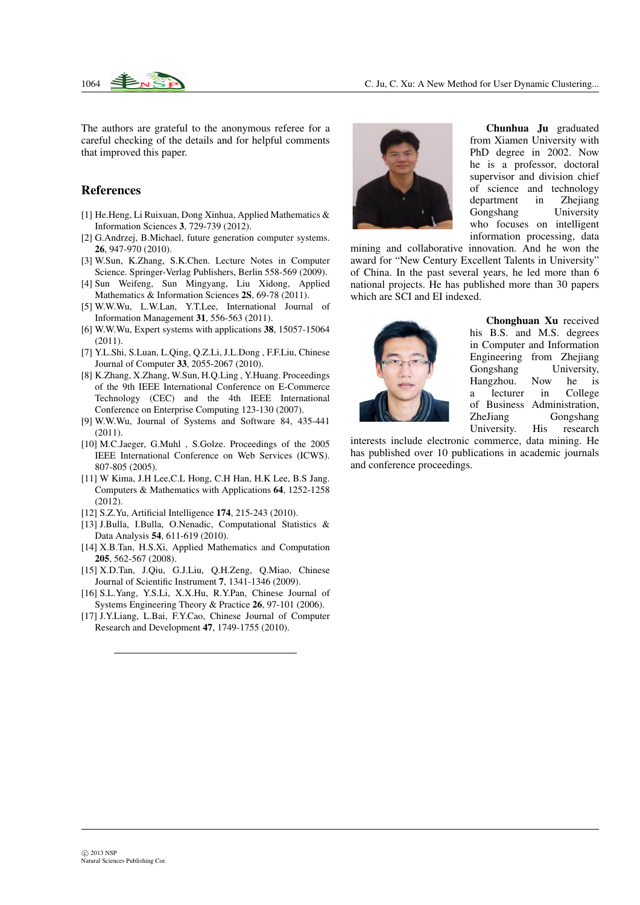The authors are grateful to the anonymous referee for a careful checking of the details and for helpful comments that improved this paper.

## References

[1] He.Heng, Li Ruixuan, Dong Xinhua, Applied Mathematics & Information Sciences **3**, 729-739 (2012).

[2] G.Andrzej, B.Michael, future generation computer systems. **26**, 947-970 (2010).

[3] W.Sun, K.Zhang, S.K.Chen. Lecture Notes in Computer Science. Springer-Verlag Publishers, Berlin 558-569 (2009).

[4] Sun Weifeng, Sun Mingyang, Liu Xidong, Applied Mathematics & Information Sciences **2S**, 69-78 (2011).

[5] W.W.Wu, L.W.Lan, Y.T.Lee, International Journal of Information Management **31**, 556-563 (2011).

[6] W.W.Wu, Expert systems with applications **38**, 15057-15064 (2011).

[7] Y.L.Shi, S.Luan, L.Qing, Q.Z.Li, J.L.Dong , F.F.Liu, Chinese Journal of Computer **33**, 2055-2067 (2010).

[8] K.Zhang, X.Zhang, W.Sun, H.Q.Ling , Y.Huang. Proceedings of the 9th IEEE International Conference on E-Commerce Technology (CEC) and the 4th IEEE International Conference on Enterprise Computing 123-130 (2007).

[9] W.W.Wu, Journal of Systems and Software 84, 435-441 (2011).

[10] M.C.Jaeger, G.Muhl , S.Golze. Proceedings of the 2005 IEEE International Conference on Web Services (ICWS). 807-805 (2005).

[11] W Kima, J.H Lee,C.L Hong, C.H Han, H.K Lee, B.S Jang. Computers & Mathematics with Applications **64**, 1252-1258 (2012).

[12] S.Z.Yu, Artificial Intelligence **174**, 215-243 (2010).

[13] J.Bulla, I.Bulla, O.Nenadic, Computational Statistics & Data Analysis **54**, 611-619 (2010).

[14] X.B.Tan, H.S.Xi, Applied Mathematics and Computation **205**, 562-567 (2008).

[15] X.D.Tan, J.Qiu, G.J.Liu, Q.H.Zeng, Q.Miao, Chinese Journal of Scientific Instrument **7**, 1341-1346 (2009).

[16] S.L.Yang, Y.S.Li, X.X.Hu, R.Y.Pan, Chinese Journal of Systems Engineering Theory & Practice **26**, 97-101 (2006).

[17] J.Y.Liang, L.Bai, F.Y.Cao, Chinese Journal of Computer Research and Development **47**, 1749-1755 (2010).

**Chunhua Ju** graduated from Xiamen University with PhD degree in 2002. Now he is a professor, doctoral supervisor and division chief of science and technology department in Zhejiang Gongshang University who focuses on intelligent information processing, data mining and collaborative innovation. And he won the award for "New Century Excellent Talents in University" of China. In the past several years, he led more than 6 national projects. He has published more than 30 papers which are SCI and EI indexed.

**Chonghuan Xu** received his B.S. and M.S. degrees in Computer and Information Engineering from Zhejiang Gongshang University, Hangzhou. Now he is a lecturer in College of Business Administration, ZheJiang Gongshang University. His research interests include electronic commerce, data mining. He has published over 10 publications in academic journals and conference proceedings.